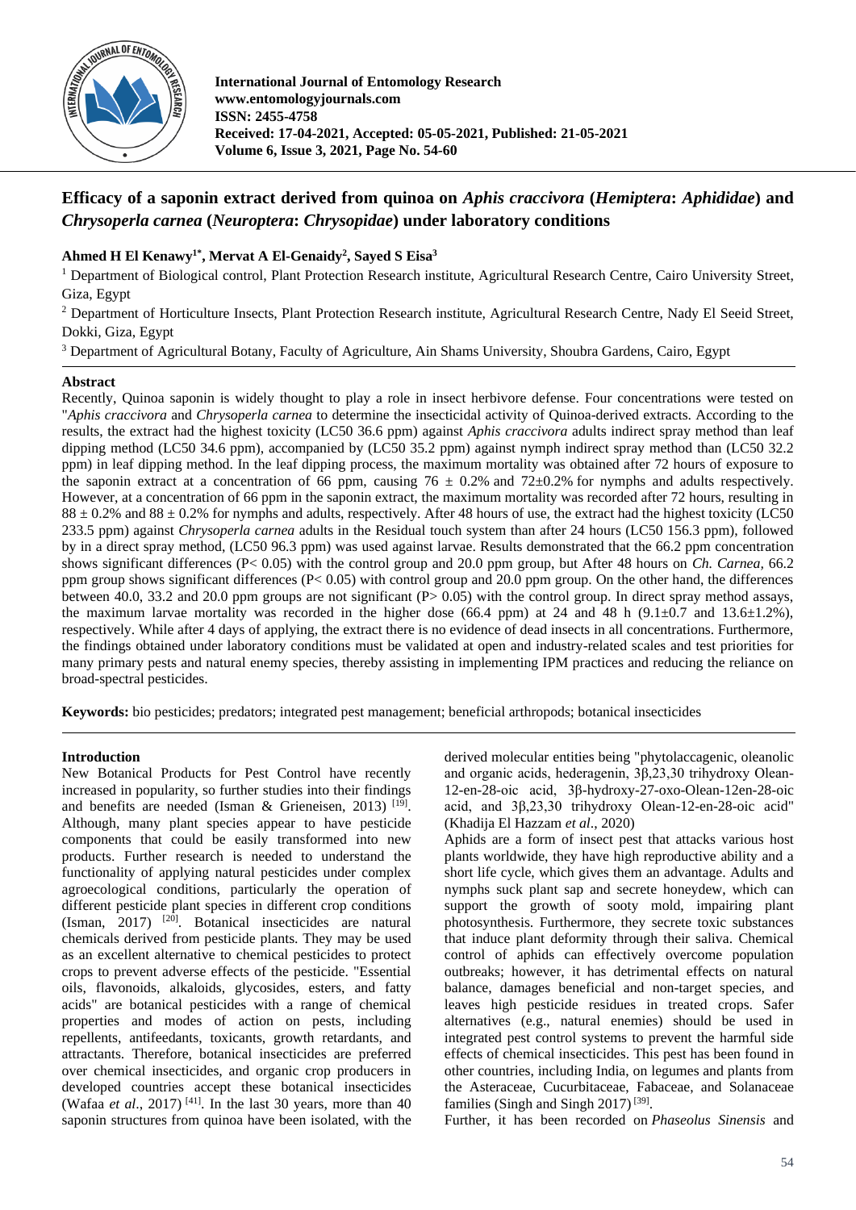International Journal of Entomology Research
www.entomologyjournals.com
ISSN: 2455-4758
Received: 17-04-2021, Accepted: 05-05-2021, Published: 21-05-2021

# Efficacy of a saponin extract derived from quinoa on *Aphis craccivora* (*Hemiptera*: *Aphididae*) and *Chrysoperla carnea* (*Neuroptera*: *Chrysopidae*) under laboratory conditions

**Ahmed H El Kenawy[1*], Mervat A El-Genaidy[2], Sayed S Eisa[3]**

[1] Department of Biological control, Plant Protection Research institute, Agricultural Research Centre, Cairo University Street, Giza, Egypt

[2] Department of Horticulture Insects, Plant Protection Research institute, Agricultural Research Centre, Nady El Seeid Street, Dokki, Giza, Egypt

[3] Department of Agricultural Botany, Faculty of Agriculture, Ain Shams University, Shoubra Gardens, Cairo, Egypt

## Abstract

Recently, Quinoa saponin is widely thought to play a role in insect herbivore defense. Four concentrations were tested on "*Aphis craccivora* and *Chrysoperla carnea* to determine the insecticidal activity of Quinoa-derived extracts. According to the results, the extract had the highest toxicity (LC50 36.6 ppm) against *Aphis craccivora* adults indirect spray method than leaf dipping method (LC50 34.6 ppm), accompanied by (LC50 35.2 ppm) against nymph indirect spray method than (LC50 32.2 ppm) in leaf dipping method. In the leaf dipping process, the maximum mortality was obtained after 72 hours of exposure to the saponin extract at a concentration of 66 ppm, causing 76 ± 0.2% and 72±0.2% for nymphs and adults respectively. However, at a concentration of 66 ppm in the saponin extract, the maximum mortality was recorded after 72 hours, resulting in 88 ± 0.2% and 88 ± 0.2% for nymphs and adults, respectively. After 48 hours of use, the extract had the highest toxicity (LC50 233.5 ppm) against *Chrysoperla carnea* adults in the Residual touch system than after 24 hours (LC50 156.3 ppm), followed by in a direct spray method, (LC50 96.3 ppm) was used against larvae. Results demonstrated that the 66.2 ppm concentration shows significant differences (P< 0.05) with the control group and 20.0 ppm group, but After 48 hours on *Ch. Carnea,* 66.2 ppm group shows significant differences (P< 0.05) with control group and 20.0 ppm group. On the other hand, the differences between 40.0, 33.2 and 20.0 ppm groups are not significant (P> 0.05) with the control group. In direct spray method assays, the maximum larvae mortality was recorded in the higher dose (66.4 ppm) at 24 and 48 h (9.1±0.7 and 13.6±1.2%), respectively. While after 4 days of applying, the extract there is no evidence of dead insects in all concentrations. Furthermore, the findings obtained under laboratory conditions must be validated at open and industry-related scales and test priorities for many primary pests and natural enemy species, thereby assisting in implementing IPM practices and reducing the reliance on broad-spectral pesticides.

**Keywords:** bio pesticides; predators; integrated pest management; beneficial arthropods; botanical insecticides

## Introduction

New Botanical Products for Pest Control have recently increased in popularity, so further studies into their findings and benefits are needed (Isman & Grieneisen, 2013) [19]. Although, many plant species appear to have pesticide components that could be easily transformed into new products. Further research is needed to understand the functionality of applying natural pesticides under complex agroecological conditions, particularly the operation of different pesticide plant species in different crop conditions (Isman, 2017) [20]. Botanical insecticides are natural chemicals derived from pesticide plants. They may be used as an excellent alternative to chemical pesticides to protect crops to prevent adverse effects of the pesticide. "Essential oils, flavonoids, alkaloids, glycosides, esters, and fatty acids" are botanical pesticides with a range of chemical properties and modes of action on pests, including repellents, antifeedants, toxicants, growth retardants, and attractants. Therefore, botanical insecticides are preferred over chemical insecticides, and organic crop producers in developed countries accept these botanical insecticides (Wafaa *et al*., 2017) [41]. In the last 30 years, more than 40 saponin structures from quinoa have been isolated, with the derived molecular entities being "phytolaccagenic, oleanolic and organic acids, hederagenin, 3β,23,30 trihydroxy Olean-12-en-28-oic acid, 3β-hydroxy-27-oxo-Olean-12en-28-oic acid, and 3β,23,30 trihydroxy Olean-12-en-28-oic acid" (Khadija El Hazzam *et al*., 2020)

Aphids are a form of insect pest that attacks various host plants worldwide, they have high reproductive ability and a short life cycle, which gives them an advantage. Adults and nymphs suck plant sap and secrete honeydew, which can support the growth of sooty mold, impairing plant photosynthesis. Furthermore, they secrete toxic substances that induce plant deformity through their saliva. Chemical control of aphids can effectively overcome population outbreaks; however, it has detrimental effects on natural balance, damages beneficial and non-target species, and leaves high pesticide residues in treated crops. Safer alternatives (e.g., natural enemies) should be used in integrated pest control systems to prevent the harmful side effects of chemical insecticides. This pest has been found in other countries, including India, on legumes and plants from the Asteraceae, Cucurbitaceae, Fabaceae, and Solanaceae families (Singh and Singh 2017) [39].

Further, it has been recorded on *Phaseolus Sinensis* and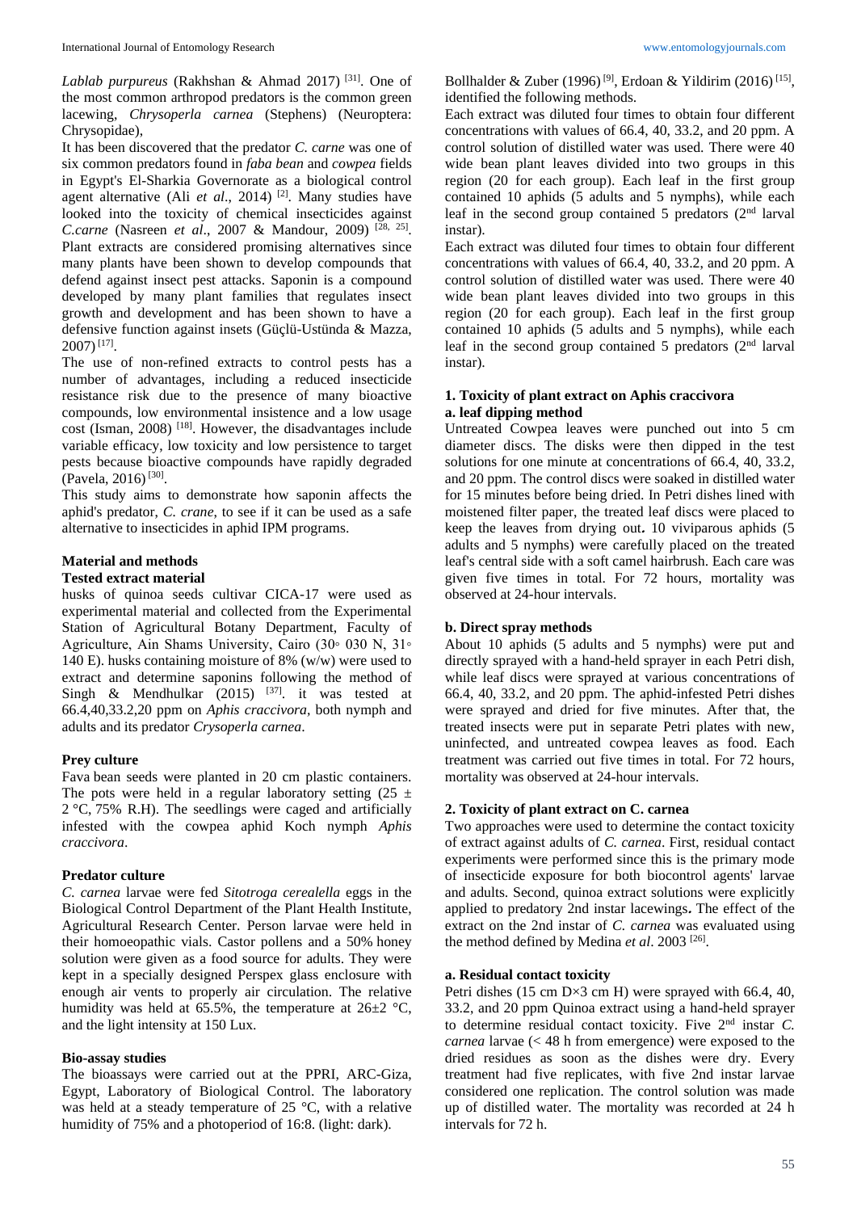*Lablab purpureus* (Rakhshan & Ahmad 2017) [31]. One of the most common arthropod predators is the common green lacewing, *Chrysoperla carnea* (Stephens) (Neuroptera: Chrysopidae),

It has been discovered that the predator *C. carne* was one of six common predators found in *faba bean* and *cowpea* fields in Egypt's El-Sharkia Governorate as a biological control agent alternative (Ali *et al*., 2014) [2]. Many studies have looked into the toxicity of chemical insecticides against *C.carne* (Nasreen *et al*., 2007 & Mandour, 2009) [28, 25]. Plant extracts are considered promising alternatives since many plants have been shown to develop compounds that defend against insect pest attacks. Saponin is a compound developed by many plant families that regulates insect growth and development and has been shown to have a defensive function against insets (Güçlü-Ustünda & Mazza, 2007) [17].

The use of non-refined extracts to control pests has a number of advantages, including a reduced insecticide resistance risk due to the presence of many bioactive compounds, low environmental insistence and a low usage cost (Isman, 2008) [18]. However, the disadvantages include variable efficacy, low toxicity and low persistence to target pests because bioactive compounds have rapidly degraded (Pavela, 2016) [30].

This study aims to demonstrate how saponin affects the aphid's predator, *C. crane*, to see if it can be used as a safe alternative to insecticides in aphid IPM programs.

## Material and methods

### Tested extract material

husks of quinoa seeds cultivar CICA-17 were used as experimental material and collected from the Experimental Station of Agricultural Botany Department, Faculty of Agriculture, Ain Shams University, Cairo (30◦ 030 N, 31◦ 140 E). husks containing moisture of 8% (w/w) were used to extract and determine saponins following the method of Singh & Mendhulkar (2015) [37]. it was tested at 66.4,40,33.2,20 ppm on *Aphis craccivora*, both nymph and adults and its predator *Crysoperla carnea*.

### Prey culture

Fava bean seeds were planted in 20 cm plastic containers. The pots were held in a regular laboratory setting (25 ± 2 °C, 75% R.H). The seedlings were caged and artificially infested with the cowpea aphid Koch nymph *Aphis craccivora*.

### Predator culture

*C. carnea* larvae were fed *Sitotroga cerealella* eggs in the Biological Control Department of the Plant Health Institute, Agricultural Research Center. Person larvae were held in their homoeopathic vials. Castor pollens and a 50% honey solution were given as a food source for adults. They were kept in a specially designed Perspex glass enclosure with enough air vents to properly air circulation. The relative humidity was held at 65.5%, the temperature at 26±2 °C, and the light intensity at 150 Lux.

### Bio-assay studies

The bioassays were carried out at the PPRI, ARC-Giza, Egypt, Laboratory of Biological Control. The laboratory was held at a steady temperature of 25 °C, with a relative humidity of 75% and a photoperiod of 16:8. (light: dark).

Bollhalder & Zuber (1996) [9], Erdoan & Yildirim (2016) [15], identified the following methods.

Each extract was diluted four times to obtain four different concentrations with values of 66.4, 40, 33.2, and 20 ppm. A control solution of distilled water was used. There were 40 wide bean plant leaves divided into two groups in this region (20 for each group). Each leaf in the first group contained 10 aphids (5 adults and 5 nymphs), while each leaf in the second group contained 5 predators (2nd larval instar).

Each extract was diluted four times to obtain four different concentrations with values of 66.4, 40, 33.2, and 20 ppm. A control solution of distilled water was used. There were 40 wide bean plant leaves divided into two groups in this region (20 for each group). Each leaf in the first group contained 10 aphids (5 adults and 5 nymphs), while each leaf in the second group contained 5 predators (2nd larval instar).

### 1. Toxicity of plant extract on Aphis craccivora

#### a. leaf dipping method

Untreated Cowpea leaves were punched out into 5 cm diameter discs. The disks were then dipped in the test solutions for one minute at concentrations of 66.4, 40, 33.2, and 20 ppm. The control discs were soaked in distilled water for 15 minutes before being dried. In Petri dishes lined with moistened filter paper, the treated leaf discs were placed to keep the leaves from drying out**.** 10 viviparous aphids (5 adults and 5 nymphs) were carefully placed on the treated leaf's central side with a soft camel hairbrush. Each care was given five times in total. For 72 hours, mortality was observed at 24-hour intervals.

#### b. Direct spray methods

About 10 aphids (5 adults and 5 nymphs) were put and directly sprayed with a hand-held sprayer in each Petri dish, while leaf discs were sprayed at various concentrations of 66.4, 40, 33.2, and 20 ppm. The aphid-infested Petri dishes were sprayed and dried for five minutes. After that, the treated insects were put in separate Petri plates with new, uninfected, and untreated cowpea leaves as food. Each treatment was carried out five times in total. For 72 hours, mortality was observed at 24-hour intervals.

### 2. Toxicity of plant extract on C. carnea

Two approaches were used to determine the contact toxicity of extract against adults of *C. carnea*. First, residual contact experiments were performed since this is the primary mode of insecticide exposure for both biocontrol agents' larvae and adults. Second, quinoa extract solutions were explicitly applied to predatory 2nd instar lacewings**.** The effect of the extract on the 2nd instar of *C. carnea* was evaluated using the method defined by Medina *et al*. 2003 [26].

#### a. Residual contact toxicity

Petri dishes (15 cm D×3 cm H) were sprayed with 66.4, 40, 33.2, and 20 ppm Quinoa extract using a hand-held sprayer to determine residual contact toxicity. Five 2nd instar *C. carnea* larvae (< 48 h from emergence) were exposed to the dried residues as soon as the dishes were dry. Every treatment had five replicates, with five 2nd instar larvae considered one replication. The control solution was made up of distilled water. The mortality was recorded at 24 h intervals for 72 h.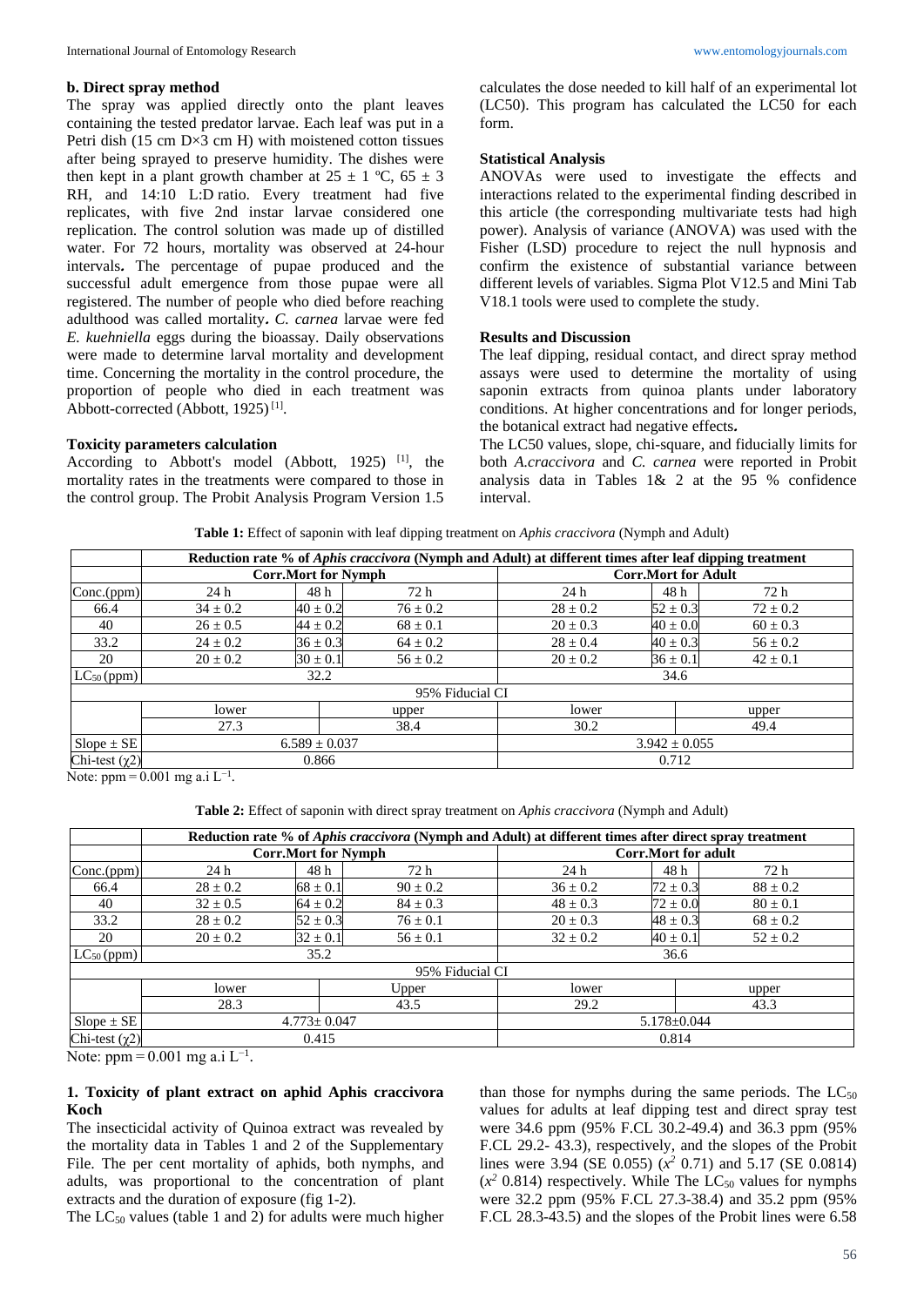**b. Direct spray method**

The spray was applied directly onto the plant leaves containing the tested predator larvae. Each leaf was put in a Petri dish (15 cm D×3 cm H) with moistened cotton tissues after being sprayed to preserve humidity. The dishes were then kept in a plant growth chamber at 25 ± 1 ºC, 65 ± 3 RH, and 14:10 L:D ratio. Every treatment had five replicates, with five 2nd instar larvae considered one replication. The control solution was made up of distilled water. For 72 hours, mortality was observed at 24-hour intervals**.** The percentage of pupae produced and the successful adult emergence from those pupae were all registered. The number of people who died before reaching adulthood was called mortality**.** *C. carnea* larvae were fed *E. kuehniella* eggs during the bioassay. Daily observations were made to determine larval mortality and development time. Concerning the mortality in the control procedure, the proportion of people who died in each treatment was Abbott-corrected (Abbott, 1925) [1].

**Toxicity parameters calculation**

According to Abbott's model (Abbott, 1925) [1], the mortality rates in the treatments were compared to those in the control group. The Probit Analysis Program Version 1.5 calculates the dose needed to kill half of an experimental lot (LC50). This program has calculated the LC50 for each form.

**Statistical Analysis**

ANOVAs were used to investigate the effects and interactions related to the experimental finding described in this article (the corresponding multivariate tests had high power). Analysis of variance (ANOVA) was used with the Fisher (LSD) procedure to reject the null hypnosis and confirm the existence of substantial variance between different levels of variables. Sigma Plot V12.5 and Mini Tab V18.1 tools were used to complete the study.

**Results and Discussion**

The leaf dipping, residual contact, and direct spray method assays were used to determine the mortality of using saponin extracts from quinoa plants under laboratory conditions. At higher concentrations and for longer periods, the botanical extract had negative effects**.**

The LC50 values, slope, chi-square, and fiducially limits for both *A.craccivora* and *C. carnea* were reported in Probit analysis data in Tables 1& 2 at the 95 % confidence interval.

**Table 1:** Effect of saponin with leaf dipping treatment on *Aphis craccivora* (Nymph and Adult)

| | **Reduction rate % of *Aphis craccivora* (Nymph and Adult) at different times after leaf dipping treatment** | | | | | |
|---|---|---|---|---|---|---|
| | **Corr.Mort for Nymph** | | | **Corr.Mort for Adult** | | |
| Conc.(ppm) | 24 h | 48 h | 72 h | 24 h | 48 h | 72 h |
| 66.4 | 34 ± 0.2 | 40 ± 0.2 | 76 ± 0.2 | 28 ± 0.2 | 52 ± 0.3 | 72 ± 0.2 |
| 40 | 26 ± 0.5 | 44 ± 0.2 | 68 ± 0.1 | 20 ± 0.3 | 40 ± 0.0 | 60 ± 0.3 |
| 33.2 | 24 ± 0.2 | 36 ± 0.3 | 64 ± 0.2 | 28 ± 0.4 | 40 ± 0.3 | 56 ± 0.2 |
| 20 | 20 ± 0.2 | 30 ± 0.1 | 56 ± 0.2 | 20 ± 0.2 | 36 ± 0.1 | 42 ± 0.1 |
| $LC_{50}$ (ppm) | 32.2 | | | 34.6 | | |
| 95% Fiducial CI | | | | | | |
| | lower | upper | | lower | upper | |
| | 27.3 | 38.4 | | 30.2 | 49.4 | |
| Slope ± SE | 6.589 ± 0.037 | | | 3.942 ± 0.055 | | |
| Chi-test ($\chi 2$) | 0.866 | | | 0.712 | | |

Note: ppm = 0.001 mg a.i $L^{-1}$.

**Table 2:** Effect of saponin with direct spray treatment on *Aphis craccivora* (Nymph and Adult)

| | **Reduction rate % of *Aphis craccivora* (Nymph and Adult) at different times after direct spray treatment** | | | | | |
|---|---|---|---|---|---|---|
| | **Corr.Mort for Nymph** | | | **Corr.Mort for adult** | | |
| Conc.(ppm) | 24 h | 48 h | 72 h | 24 h | 48 h | 72 h |
| 66.4 | 28 ± 0.2 | 68 ± 0.1 | 90 ± 0.2 | 36 ± 0.2 | 72 ± 0.3 | 88 ± 0.2 |
| 40 | 32 ± 0.5 | 64 ± 0.2 | 84 ± 0.3 | 48 ± 0.3 | 72 ± 0.0 | 80 ± 0.1 |
| 33.2 | 28 ± 0.2 | 52 ± 0.3 | 76 ± 0.1 | 20 ± 0.3 | 48 ± 0.3 | 68 ± 0.2 |
| 20 | 20 ± 0.2 | 32 ± 0.1 | 56 ± 0.1 | 32 ± 0.2 | 40 ± 0.1 | 52 ± 0.2 |
| $LC_{50}$ (ppm) | 35.2 | | | 36.6 | | |
| 95% Fiducial CI | | | | | | |
| | lower | Upper | | lower | upper | |
| | 28.3 | 43.5 | | 29.2 | 43.3 | |
| Slope ± SE | 4.773± 0.047 | | | 5.178±0.044 | | |
| Chi-test ($\chi 2$) | 0.415 | | | 0.814 | | |

Note: ppm = 0.001 mg a.i $L^{-1}$.

**1. Toxicity of plant extract on aphid Aphis craccivora Koch**

The insecticidal activity of Quinoa extract was revealed by the mortality data in Tables 1 and 2 of the Supplementary File. The per cent mortality of aphids, both nymphs, and adults, was proportional to the concentration of plant extracts and the duration of exposure (fig 1-2).

The $LC_{50}$ values (table 1 and 2) for adults were much higher than those for nymphs during the same periods. The $LC_{50}$ values for adults at leaf dipping test and direct spray test were 34.6 ppm (95% F.CL 30.2-49.4) and 36.3 ppm (95% F.CL 29.2- 43.3), respectively, and the slopes of the Probit lines were 3.94 (SE 0.055) ($x^2$ 0.71) and 5.17 (SE 0.0814) ($x^2$ 0.814) respectively. While The $LC_{50}$ values for nymphs were 32.2 ppm (95% F.CL 27.3-38.4) and 35.2 ppm (95% F.CL 28.3-43.5) and the slopes of the Probit lines were 6.58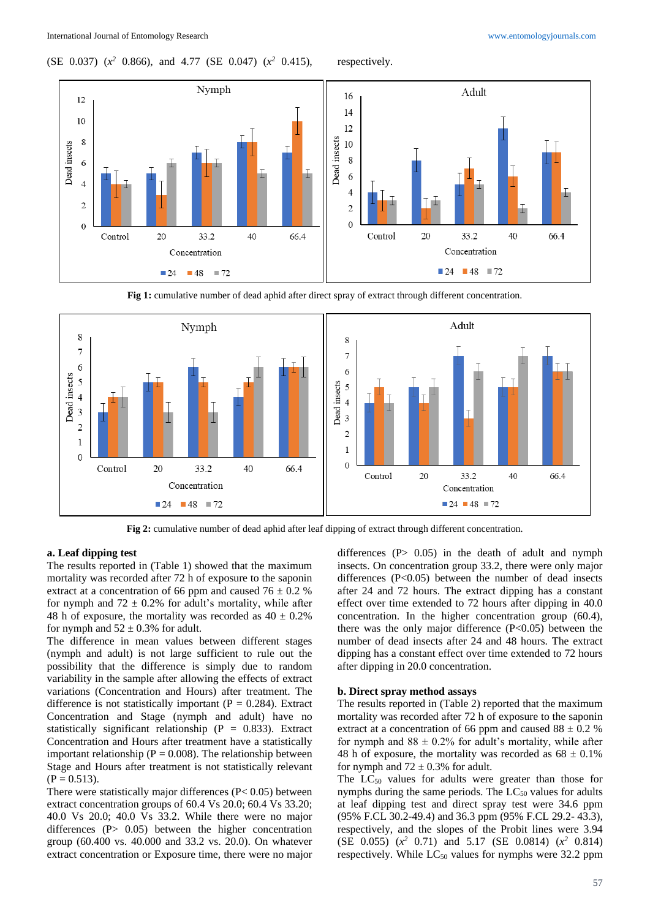(SE 0.037) ($x^2$ 0.866), and 4.77 (SE 0.047) ($x^2$ 0.415), respectively.

**Fig 1:** cumulative number of dead aphid after direct spray of extract through different concentration.

**Fig 2:** cumulative number of dead aphid after leaf dipping of extract through different concentration.

**a. Leaf dipping test**

The results reported in (Table 1) showed that the maximum mortality was recorded after 72 h of exposure to the saponin extract at a concentration of 66 ppm and caused 76 ± 0.2 % for nymph and 72 ± 0.2% for adult's mortality, while after 48 h of exposure, the mortality was recorded as 40 ± 0.2% for nymph and 52 ± 0.3% for adult.

The difference in mean values between different stages (nymph and adult) is not large sufficient to rule out the possibility that the difference is simply due to random variability in the sample after allowing the effects of extract variations (Concentration and Hours) after treatment. The difference is not statistically important (P = 0.284). Extract Concentration and Stage (nymph and adult) have no statistically significant relationship (P = 0.833). Extract Concentration and Hours after treatment have a statistically important relationship (P = 0.008). The relationship between Stage and Hours after treatment is not statistically relevant (P = 0.513).

There were statistically major differences (P< 0.05) between extract concentration groups of 60.4 Vs 20.0; 60.4 Vs 33.20; 40.0 Vs 20.0; 40.0 Vs 33.2. While there were no major differences (P> 0.05) between the higher concentration group (60.400 vs. 40.000 and 33.2 vs. 20.0). On whatever extract concentration or Exposure time, there were no major differences (P> 0.05) in the death of adult and nymph insects. On concentration group 33.2, there were only major differences (P<0.05) between the number of dead insects after 24 and 72 hours. The extract dipping has a constant effect over time extended to 72 hours after dipping in 40.0 concentration. In the higher concentration group (60.4), there was the only major difference (P<0.05) between the number of dead insects after 24 and 48 hours. The extract dipping has a constant effect over time extended to 72 hours after dipping in 20.0 concentration.

**b. Direct spray method assays**

The results reported in (Table 2) reported that the maximum mortality was recorded after 72 h of exposure to the saponin extract at a concentration of 66 ppm and caused 88 ± 0.2 % for nymph and 88 ± 0.2% for adult's mortality, while after 48 h of exposure, the mortality was recorded as 68 ± 0.1% for nymph and 72 ± 0.3% for adult.

The $LC_{50}$ values for adults were greater than those for nymphs during the same periods. The $LC_{50}$ values for adults at leaf dipping test and direct spray test were 34.6 ppm (95% F.CL 30.2-49.4) and 36.3 ppm (95% F.CL 29.2- 43.3), respectively, and the slopes of the Probit lines were 3.94 (SE 0.055) ($x^2$ 0.71) and 5.17 (SE 0.0814) ($x^2$ 0.814) respectively. While $LC_{50}$ values for nymphs were 32.2 ppm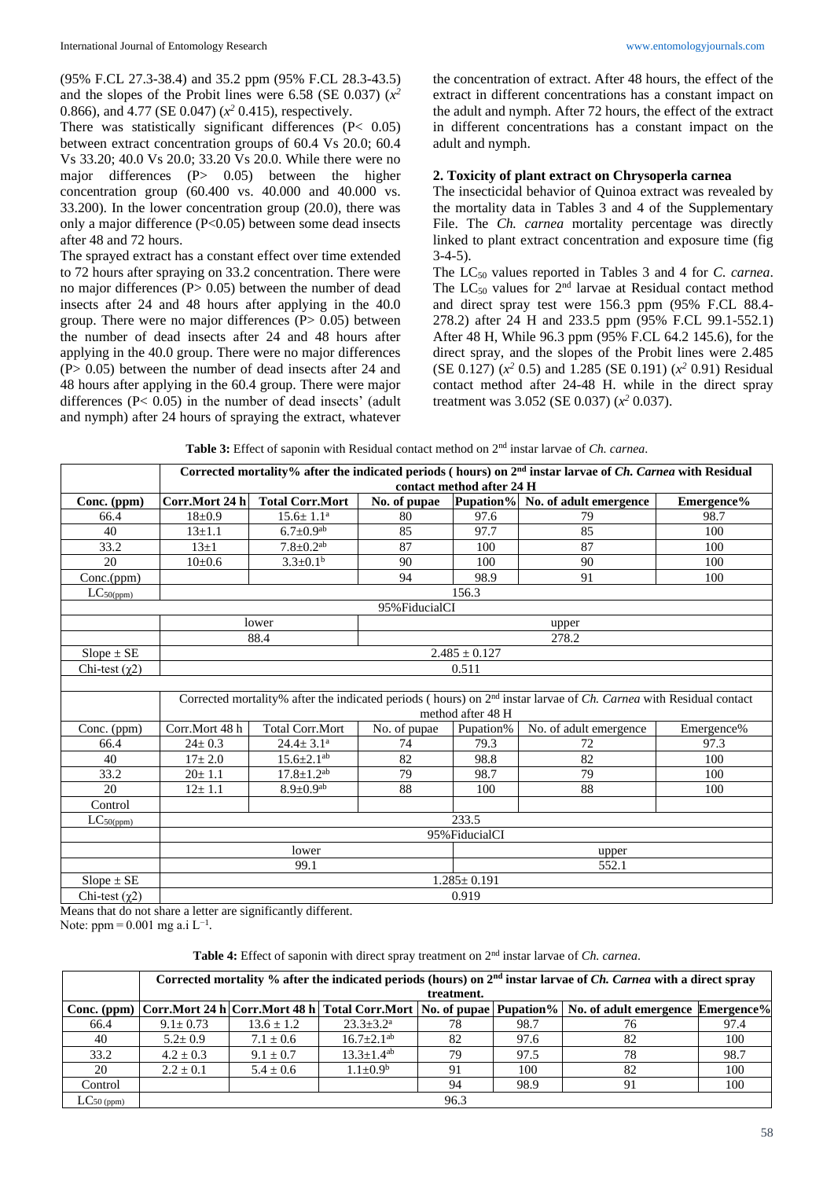(95% F.CL 27.3-38.4) and 35.2 ppm (95% F.CL 28.3-43.5) and the slopes of the Probit lines were 6.58 (SE 0.037) ($x^2$ 0.866), and 4.77 (SE 0.047) ($x^2$ 0.415), respectively.

There was statistically significant differences ($P < 0.05$) between extract concentration groups of 60.4 Vs 20.0; 60.4 Vs 33.20; 40.0 Vs 20.0; 33.20 Vs 20.0. While there were no major differences ($P > 0.05$) between the higher concentration group (60.400 vs. 40.000 and 40.000 vs. 33.200). In the lower concentration group (20.0), there was only a major difference ($P<0.05$) between some dead insects after 48 and 72 hours.

The sprayed extract has a constant effect over time extended to 72 hours after spraying on 33.2 concentration. There were no major differences ($P > 0.05$) between the number of dead insects after 24 and 48 hours after applying in the 40.0 group. There were no major differences ($P > 0.05$) between the number of dead insects after 24 and 48 hours after applying in the 40.0 group. There were no major differences ($P > 0.05$) between the number of dead insects after 24 and 48 hours after applying in the 60.4 group. There were major differences ($P < 0.05$) in the number of dead insects' (adult and nymph) after 24 hours of spraying the extract, whatever the concentration of extract. After 48 hours, the effect of the extract in different concentrations has a constant impact on the adult and nymph. After 72 hours, the effect of the extract in different concentrations has a constant impact on the adult and nymph.

### 2. Toxicity of plant extract on Chrysoperla carnea

The insecticidal behavior of Quinoa extract was revealed by the mortality data in Tables 3 and 4 of the Supplementary File. The *Ch. carnea* mortality percentage was directly linked to plant extract concentration and exposure time (fig 3-4-5).

The $LC_{50}$ values reported in Tables 3 and 4 for *C. carnea*. The $LC_{50}$ values for 2[nd] larvae at Residual contact method and direct spray test were 156.3 ppm (95% F.CL 88.4-278.2) after 24 H and 233.5 ppm (95% F.CL 99.1-552.1) After 48 H, While 96.3 ppm (95% F.CL 64.2 145.6), for the direct spray, and the slopes of the Probit lines were 2.485 (SE 0.127) ($x^2$ 0.5) and 1.285 (SE 0.191) ($x^2$ 0.91) Residual contact method after 24-48 H. while in the direct spray treatment was 3.052 (SE 0.037) ($x^2$ 0.037).

**Table 3:** Effect of saponin with Residual contact method on 2[nd] instar larvae of *Ch. carnea*.

| | **Corrected mortality% after the indicated periods ( hours) on 2[nd] instar larvae of *Ch. Carnea* with Residual contact method after 24 H** | | | | | |
|---|---|---|---|---|---|---|
| **Conc. (ppm)** | **Corr.Mort 24 h** | **Total Corr.Mort** | **No. of pupae** | **Pupation%** | **No. of adult emergence** | **Emergence%** |
| 66.4 | 18±0.9 | 15.6± 1.1[a] | 80 | 97.6 | 79 | 98.7 |
| 40 | 13±1.1 | 6.7±0.9[ab] | 85 | 97.7 | 85 | 100 |
| 33.2 | 13±1 | 7.8±0.2[ab] | 87 | 100 | 87 | 100 |
| 20 | 10±0.6 | 3.3±0.1[b] | 90 | 100 | 90 | 100 |
| Conc.(ppm) | | | 94 | 98.9 | 91 | 100 |
| $LC_{50(ppm)}$ | 156.3 | | | | | |
| | 95%FiducialCI | | | | | |
| | lower | | upper | | | |
| | 88.4 | | 278.2 | | | |
| Slope ± SE | 2.485 ± 0.127 | | | | | |
| Chi-test ($\chi2$) | 0.511 | | | | | |
| | | | | | | |
| | Corrected mortality% after the indicated periods ( hours) on 2[nd] instar larvae of *Ch. Carnea* with Residual contact method after 48 H | | | | | |
| Conc. (ppm) | Corr.Mort 48 h | Total Corr.Mort | No. of pupae | Pupation% | No. of adult emergence | Emergence% |
| 66.4 | 24± 0.3 | 24.4± 3.1[a] | 74 | 79.3 | 72 | 97.3 |
| 40 | 17± 2.0 | 15.6±2.1[ab] | 82 | 98.8 | 82 | 100 |
| 33.2 | 20± 1.1 | 17.8±1.2[ab] | 79 | 98.7 | 79 | 100 |
| 20 | 12± 1.1 | 8.9±0.9[ab] | 88 | 100 | 88 | 100 |
| Control | | | | | | |
| $LC_{50(ppm)}$ | 233.5 | | | | | |
| | 95%FiducialCI | | | | | |
| | lower | | | upper | | |
| | 99.1 | | | 552.1 | | |
| Slope ± SE | 1.285± 0.191 | | | | | |
| Chi-test ($\chi2$) | 0.919 | | | | | |

Means that do not share a letter are significantly different.
Note: ppm = 0.001 mg a.i L⁻¹.

**Table 4:** Effect of saponin with direct spray treatment on 2[nd] instar larvae of *Ch. carnea*.

| | **Corrected mortality % after the indicated periods (hours) on 2[nd] instar larvae of *Ch. Carnea* with a direct spray treatment.** | | | | | | |
|---|---|---|---|---|---|---|---|
| **Conc. (ppm)** | **Corr.Mort 24 h** | **Corr.Mort 48 h** | **Total Corr.Mort** | **No. of pupae** | **Pupation%** | **No. of adult emergence** | **Emergence%** |
| 66.4 | 9.1± 0.73 | 13.6 ± 1.2 | 23.3±3.2[a] | 78 | 98.7 | 76 | 97.4 |
| 40 | 5.2± 0.9 | 7.1 ± 0.6 | 16.7±2.1[ab] | 82 | 97.6 | 82 | 100 |
| 33.2 | 4.2 ± 0.3 | 9.1 ± 0.7 | 13.3±1.4[ab] | 79 | 97.5 | 78 | 98.7 |
| 20 | 2.2 ± 0.1 | 5.4 ± 0.6 | 1.1±0.9[b] | 91 | 100 | 82 | 100 |
| Control | | | | 94 | 98.9 | 91 | 100 |
| $LC_{50\ (ppm)}$ | 96.3 | | | | | | |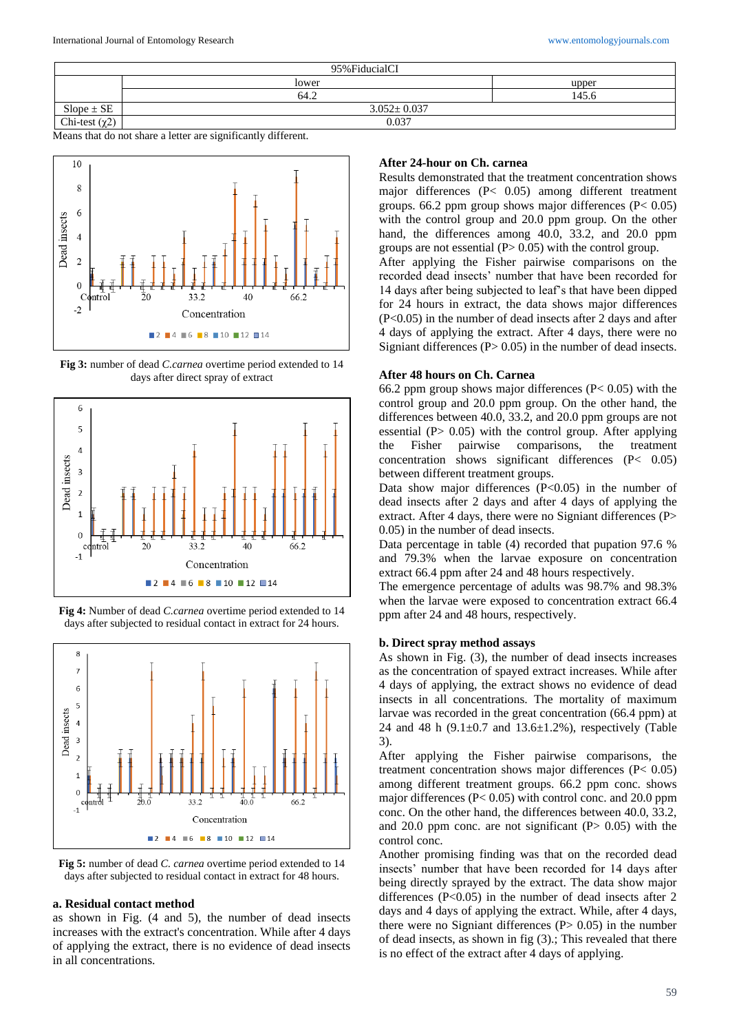|  | 95%FiducialCI | |
|---|---|---|
|  | lower | upper |
|  | 64.2 | 145.6 |
| Slope ± SE | 3.052± 0.037 | |
| Chi-test ($\chi$2) | 0.037 | |

Means that do not share a letter are significantly different.

**Fig 3:** number of dead *C.carnea* overtime period extended to 14 days after direct spray of extract

**Fig 4:** Number of dead *C.carnea* overtime period extended to 14 days after subjected to residual contact in extract for 24 hours.

**Fig 5:** number of dead *C. carnea* overtime period extended to 14 days after subjected to residual contact in extract for 48 hours.

**a. Residual contact method**

as shown in Fig. (4 and 5), the number of dead insects increases with the extract's concentration. While after 4 days of applying the extract, there is no evidence of dead insects in all concentrations.

**After 24-hour on Ch. carnea**

Results demonstrated that the treatment concentration shows major differences (P< 0.05) among different treatment groups. 66.2 ppm group shows major differences (P< 0.05) with the control group and 20.0 ppm group. On the other hand, the differences among 40.0, 33.2, and 20.0 ppm groups are not essential (P> 0.05) with the control group.

After applying the Fisher pairwise comparisons on the recorded dead insects' number that have been recorded for 14 days after being subjected to leaf's that have been dipped for 24 hours in extract, the data shows major differences (P<0.05) in the number of dead insects after 2 days and after 4 days of applying the extract. After 4 days, there were no Signiant differences (P> 0.05) in the number of dead insects.

**After 48 hours on Ch. Carnea**

66.2 ppm group shows major differences (P< 0.05) with the control group and 20.0 ppm group. On the other hand, the differences between 40.0, 33.2, and 20.0 ppm groups are not essential (P> 0.05) with the control group. After applying the Fisher pairwise comparisons, the treatment concentration shows significant differences (P< 0.05) between different treatment groups.

Data show major differences (P<0.05) in the number of dead insects after 2 days and after 4 days of applying the extract. After 4 days, there were no Signiant differences (P> 0.05) in the number of dead insects.

Data percentage in table (4) recorded that pupation 97.6 % and 79.3% when the larvae exposure on concentration extract 66.4 ppm after 24 and 48 hours respectively.

The emergence percentage of adults was 98.7% and 98.3% when the larvae were exposed to concentration extract 66.4 ppm after 24 and 48 hours, respectively.

**b. Direct spray method assays**

As shown in Fig. (3), the number of dead insects increases as the concentration of spayed extract increases. While after 4 days of applying, the extract shows no evidence of dead insects in all concentrations. The mortality of maximum larvae was recorded in the great concentration (66.4 ppm) at 24 and 48 h (9.1±0.7 and 13.6±1.2%), respectively (Table 3).

After applying the Fisher pairwise comparisons, the treatment concentration shows major differences (P< 0.05) among different treatment groups. 66.2 ppm conc. shows major differences (P< 0.05) with control conc. and 20.0 ppm conc. On the other hand, the differences between 40.0, 33.2, and 20.0 ppm conc. are not significant (P> 0.05) with the control conc.

Another promising finding was that on the recorded dead insects' number that have been recorded for 14 days after being directly sprayed by the extract. The data show major differences (P<0.05) in the number of dead insects after 2 days and 4 days of applying the extract. While, after 4 days, there were no Signiant differences (P> 0.05) in the number of dead insects, as shown in fig (3).; This revealed that there is no effect of the extract after 4 days of applying.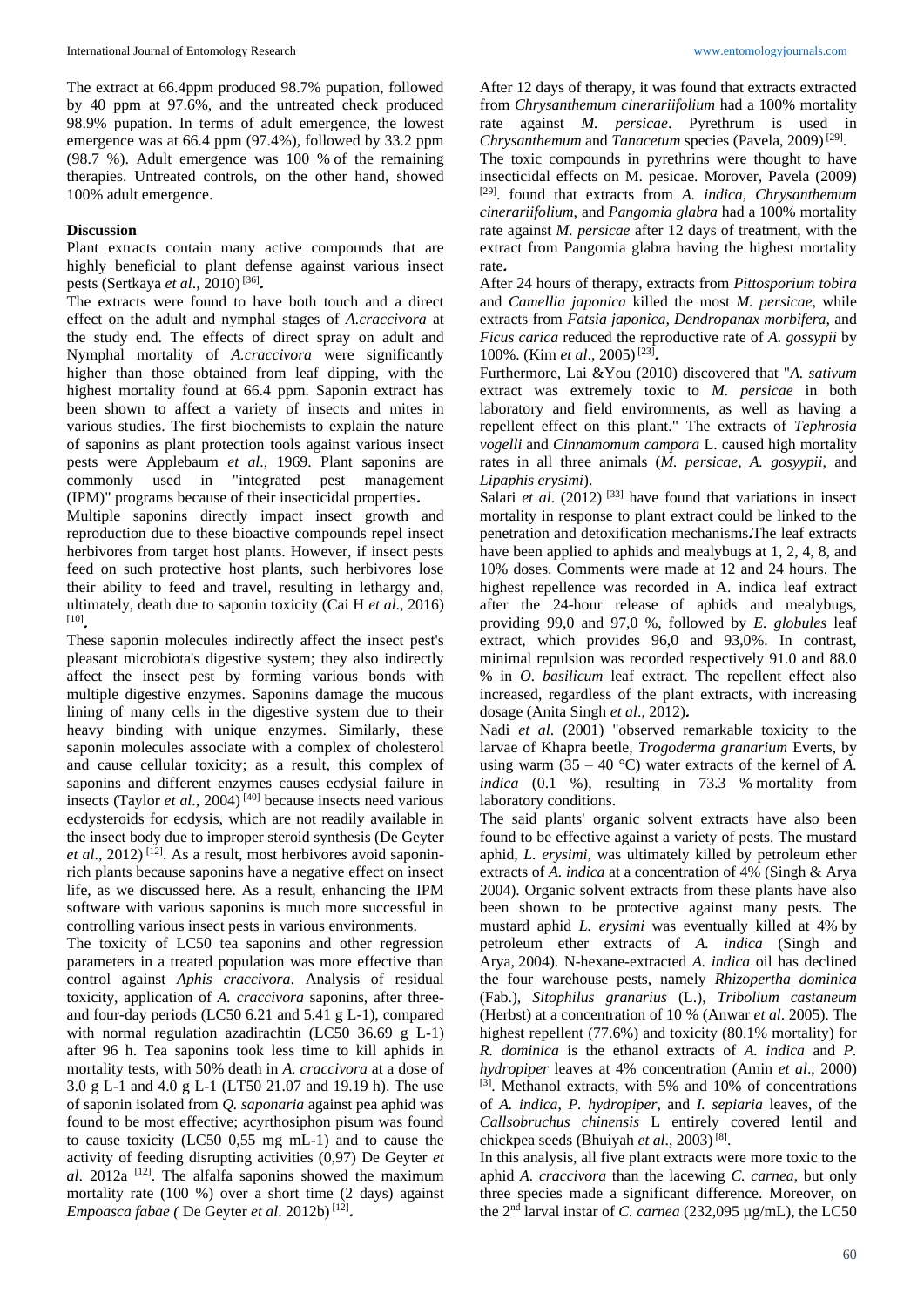The extract at 66.4ppm produced 98.7% pupation, followed by 40 ppm at 97.6%, and the untreated check produced 98.9% pupation. In terms of adult emergence, the lowest emergence was at 66.4 ppm (97.4%), followed by 33.2 ppm (98.7 %). Adult emergence was 100 % of the remaining therapies. Untreated controls, on the other hand, showed 100% adult emergence.

**Discussion**

Plant extracts contain many active compounds that are highly beneficial to plant defense against various insect pests (Sertkaya *et al*., 2010) [36]*.*

The extracts were found to have both touch and a direct effect on the adult and nymphal stages of *A.craccivora* at the study end. The effects of direct spray on adult and Nymphal mortality of *A.craccivora* were significantly higher than those obtained from leaf dipping, with the highest mortality found at 66.4 ppm. Saponin extract has been shown to affect a variety of insects and mites in various studies. The first biochemists to explain the nature of saponins as plant protection tools against various insect pests were Applebaum *et al*., 1969. Plant saponins are commonly used in "integrated pest management (IPM)" programs because of their insecticidal properties*.*

Multiple saponins directly impact insect growth and reproduction due to these bioactive compounds repel insect herbivores from target host plants. However, if insect pests feed on such protective host plants, such herbivores lose their ability to feed and travel, resulting in lethargy and, ultimately, death due to saponin toxicity (Cai H *et al*., 2016) [10]*.*

These saponin molecules indirectly affect the insect pest's pleasant microbiota's digestive system; they also indirectly affect the insect pest by forming various bonds with multiple digestive enzymes. Saponins damage the mucous lining of many cells in the digestive system due to their heavy binding with unique enzymes. Similarly, these saponin molecules associate with a complex of cholesterol and cause cellular toxicity; as a result, this complex of saponins and different enzymes causes ecdysial failure in insects (Taylor *et al*., 2004) [40] because insects need various ecdysteroids for ecdysis, which are not readily available in the insect body due to improper steroid synthesis (De Geyter *et al*., 2012) [12]. As a result, most herbivores avoid saponin-rich plants because saponins have a negative effect on insect life, as we discussed here. As a result, enhancing the IPM software with various saponins is much more successful in controlling various insect pests in various environments.

The toxicity of LC50 tea saponins and other regression parameters in a treated population was more effective than control against *Aphis craccivora*. Analysis of residual toxicity, application of *A. craccivora* saponins, after three- and four-day periods (LC50 6.21 and 5.41 g L-1), compared with normal regulation azadirachtin (LC50 36.69 g L-1) after 96 h. Tea saponins took less time to kill aphids in mortality tests, with 50% death in *A. craccivora* at a dose of 3.0 g L-1 and 4.0 g L-1 (LT50 21.07 and 19.19 h). The use of saponin isolated from *Q. saponaria* against pea aphid was found to be most effective; acyrthosiphon pisum was found to cause toxicity (LC50 0,55 mg mL-1) and to cause the activity of feeding disrupting activities (0,97) De Geyter *et al*. 2012a [12]. The alfalfa saponins showed the maximum mortality rate (100 %) over a short time (2 days) against *Empoasca fabae (* De Geyter *et al*. 2012b) [12]*.*

After 12 days of therapy, it was found that extracts extracted from *Chrysanthemum cinerariifolium* had a 100% mortality rate against *M. persicae*. Pyrethrum is used in *Chrysanthemum* and *Tanacetum* species (Pavela, 2009) [29].

The toxic compounds in pyrethrins were thought to have insecticidal effects on M. pesicae. Morover, Pavela (2009) [29]. found that extracts from *A. indica*, *Chrysanthemum cinerariifolium*, and *Pangomia glabra* had a 100% mortality rate against *M. persicae* after 12 days of treatment, with the extract from Pangomia glabra having the highest mortality rate*.*

After 24 hours of therapy, extracts from *Pittosporium tobira* and *Camellia japonica* killed the most *M. persicae*, while extracts from *Fatsia japonica, Dendropanax morbifera*, and *Ficus carica* reduced the reproductive rate of *A. gossypii* by 100%. (Kim *et al*., 2005) [23]*.*

Furthermore, Lai &You (2010) discovered that "*A. sativum* extract was extremely toxic to *M. persicae* in both laboratory and field environments, as well as having a repellent effect on this plant." The extracts of *Tephrosia vogelli* and *Cinnamomum campora* L. caused high mortality rates in all three animals (*M. persicae, A. gosyypii*, and *Lipaphis erysimi*).

Salari *et al*. (2012) [33] have found that variations in insect mortality in response to plant extract could be linked to the penetration and detoxification mechanisms*.*The leaf extracts have been applied to aphids and mealybugs at 1, 2, 4, 8, and 10% doses. Comments were made at 12 and 24 hours. The highest repellence was recorded in A. indica leaf extract after the 24-hour release of aphids and mealybugs, providing 99,0 and 97,0 %, followed by *E. globules* leaf extract, which provides 96,0 and 93,0%. In contrast, minimal repulsion was recorded respectively 91.0 and 88.0 % in *O. basilicum* leaf extract. The repellent effect also increased, regardless of the plant extracts, with increasing dosage (Anita Singh *et al*., 2012)*.*

Nadi *et al*. (2001) "observed remarkable toxicity to the larvae of Khapra beetle, *Trogoderma granarium* Everts, by using warm (35 – 40 °C) water extracts of the kernel of *A. indica* (0.1 %), resulting in 73.3 % mortality from laboratory conditions.

The said plants' organic solvent extracts have also been found to be effective against a variety of pests. The mustard aphid, *L. erysimi*, was ultimately killed by petroleum ether extracts of *A. indica* at a concentration of 4% (Singh & Arya 2004). Organic solvent extracts from these plants have also been shown to be protective against many pests. The mustard aphid *L. erysimi* was eventually killed at 4% by petroleum ether extracts of *A. indica* (Singh and Arya, 2004). N-hexane-extracted *A. indica* oil has declined the four warehouse pests, namely *Rhizopertha dominica* (Fab.), *Sitophilus granarius* (L.), *Tribolium castaneum* (Herbst) at a concentration of 10 % (Anwar *et al*. 2005). The highest repellent (77.6%) and toxicity (80.1% mortality) for *R. dominica* is the ethanol extracts of *A. indica* and *P. hydropiper* leaves at 4% concentration (Amin *et al*., 2000) [3]. Methanol extracts, with 5% and 10% of concentrations of *A. indica*, *P. hydropiper*, and *I. sepiaria* leaves, of the *Callsobruchus chinensis* L entirely covered lentil and chickpea seeds (Bhuiyah *et al*., 2003) [8].

In this analysis, all five plant extracts were more toxic to the aphid *A. craccivora* than the lacewing *C. carnea*, but only three species made a significant difference. Moreover, on the 2nd larval instar of *C. carnea* (232,095 µg/mL), the LC50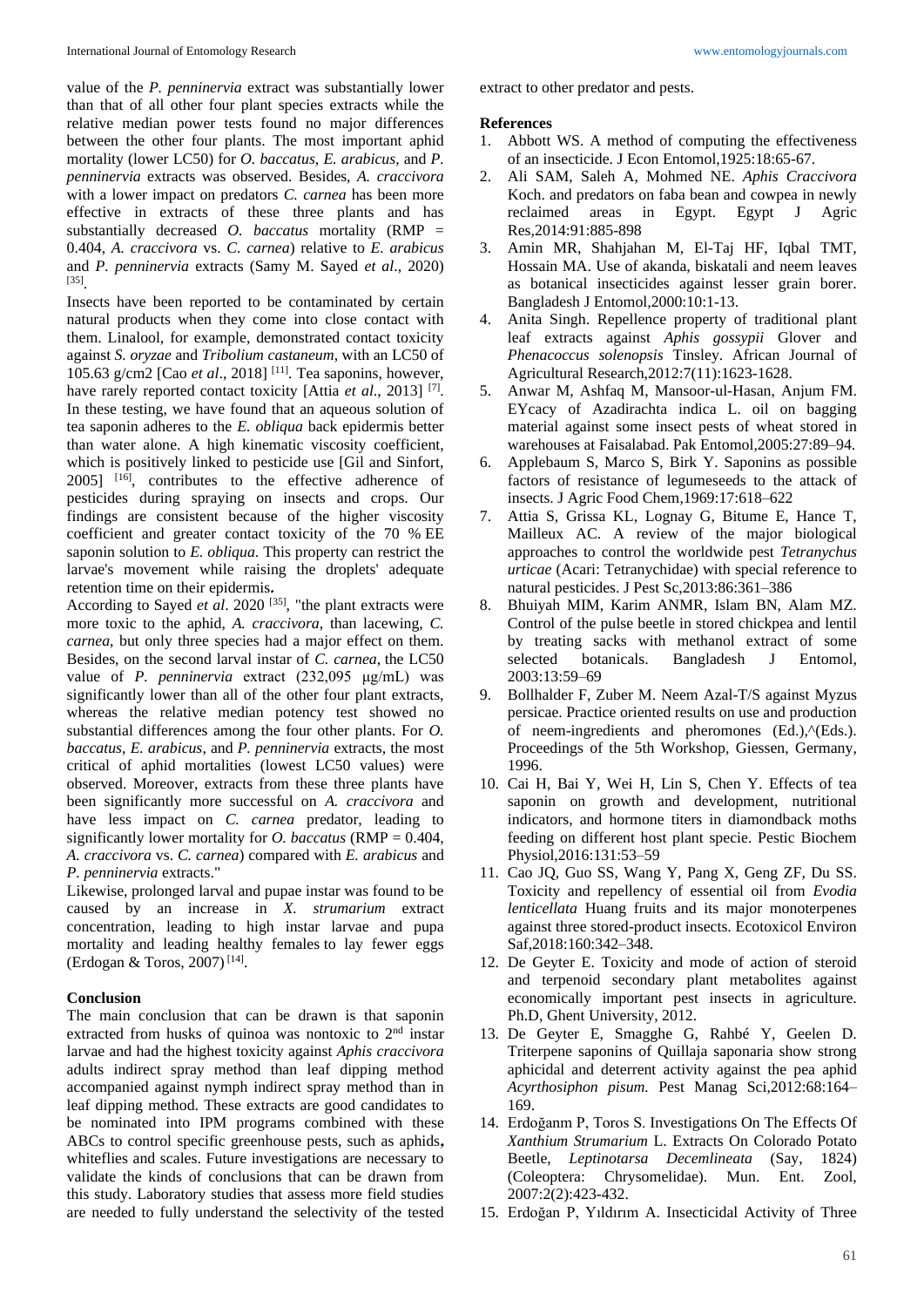value of the *P. penninervia* extract was substantially lower than that of all other four plant species extracts while the relative median power tests found no major differences between the other four plants. The most important aphid mortality (lower LC50) for *O. baccatus*, *E. arabicus*, and *P. penninervia* extracts was observed. Besides, *A. craccivora* with a lower impact on predators *C. carnea* has been more effective in extracts of these three plants and has substantially decreased *O. baccatus* mortality (RMP = 0.404, *A. craccivora* vs. *C. carnea*) relative to *E. arabicus* and *P. penninervia* extracts (Samy M. Sayed *et al*., 2020) [35].

Insects have been reported to be contaminated by certain natural products when they come into close contact with them. Linalool, for example, demonstrated contact toxicity against *S. oryzae* and *Tribolium castaneum*, with an LC50 of 105.63 g/cm2 [Cao *et al*., 2018] [11]. Tea saponins, however, have rarely reported contact toxicity [Attia *et al*., 2013] [7]. In these testing, we have found that an aqueous solution of tea saponin adheres to the *E. obliqua* back epidermis better than water alone. A high kinematic viscosity coefficient, which is positively linked to pesticide use [Gil and Sinfort, 2005] [16], contributes to the effective adherence of pesticides during spraying on insects and crops. Our findings are consistent because of the higher viscosity coefficient and greater contact toxicity of the 70 % EE saponin solution to *E. obliqua*. This property can restrict the larvae's movement while raising the droplets' adequate retention time on their epidermis**.**

According to Sayed *et al*. 2020 [35], "the plant extracts were more toxic to the aphid, *A. craccivora*, than lacewing, *C. carnea*, but only three species had a major effect on them. Besides, on the second larval instar of *C. carnea*, the LC50 value of *P. penninervia* extract (232,095 µg/mL) was significantly lower than all of the other four plant extracts, whereas the relative median potency test showed no substantial differences among the four other plants. For *O. baccatus*, *E. arabicus*, and *P. penninervia* extracts, the most critical of aphid mortalities (lowest LC50 values) were observed. Moreover, extracts from these three plants have been significantly more successful on *A. craccivora* and have less impact on *C. carnea* predator, leading to significantly lower mortality for *O. baccatus* (RMP = 0.404, *A. craccivora* vs. *C. carnea*) compared with *E. arabicus* and *P. penninervia* extracts."

Likewise, prolonged larval and pupae instar was found to be caused by an increase in *X. strumarium* extract concentration, leading to high instar larvae and pupa mortality and leading healthy females to lay fewer eggs (Erdogan & Toros, 2007) [14].

## Conclusion

The main conclusion that can be drawn is that saponin extracted from husks of quinoa was nontoxic to 2nd instar larvae and had the highest toxicity against *Aphis craccivora* adults indirect spray method than leaf dipping method accompanied against nymph indirect spray method than in leaf dipping method. These extracts are good candidates to be nominated into IPM programs combined with these ABCs to control specific greenhouse pests, such as aphids**,** whiteflies and scales. Future investigations are necessary to validate the kinds of conclusions that can be drawn from this study. Laboratory studies that assess more field studies are needed to fully understand the selectivity of the tested extract to other predator and pests.

## References

1. Abbott WS. A method of computing the effectiveness of an insecticide. J Econ Entomol,1925:18:65-67.
2. Ali SAM, Saleh A, Mohmed NE. *Aphis Craccivora* Koch. and predators on faba bean and cowpea in newly reclaimed areas in Egypt. Egypt J Agric Res,2014:91:885-898
3. Amin MR, Shahjahan M, El-Taj HF, Iqbal TMT, Hossain MA. Use of akanda, biskatali and neem leaves as botanical insecticides against lesser grain borer. Bangladesh J Entomol,2000:10:1-13.
4. Anita Singh. Repellence property of traditional plant leaf extracts against *Aphis gossypii* Glover and *Phenacoccus solenopsis* Tinsley. African Journal of Agricultural Research,2012:7(11):1623-1628.
5. Anwar M, Ashfaq M, Mansoor-ul-Hasan, Anjum FM. EYcacy of Azadirachta indica L. oil on bagging material against some insect pests of wheat stored in warehouses at Faisalabad. Pak Entomol,2005:27:89–94.
6. Applebaum S, Marco S, Birk Y. Saponins as possible factors of resistance of legumeseeds to the attack of insects. J Agric Food Chem,1969:17:618–622
7. Attia S, Grissa KL, Lognay G, Bitume E, Hance T, Mailleux AC. A review of the major biological approaches to control the worldwide pest *Tetranychus urticae* (Acari: Tetranychidae) with special reference to natural pesticides. J Pest Sc,2013:86:361–386
8. Bhuiyah MIM, Karim ANMR, Islam BN, Alam MZ. Control of the pulse beetle in stored chickpea and lentil by treating sacks with methanol extract of some selected botanicals. Bangladesh J Entomol, 2003:13:59–69
9. Bollhalder F, Zuber M. Neem Azal-T/S against Myzus persicae. Practice oriented results on use and production of neem-ingredients and pheromones (Ed.),^(Eds.). Proceedings of the 5th Workshop, Giessen, Germany, 1996.
10. Cai H, Bai Y, Wei H, Lin S, Chen Y. Effects of tea saponin on growth and development, nutritional indicators, and hormone titers in diamondback moths feeding on different host plant specie. Pestic Biochem Physiol,2016:131:53–59
11. Cao JQ, Guo SS, Wang Y, Pang X, Geng ZF, Du SS. Toxicity and repellency of essential oil from *Evodia lenticellata* Huang fruits and its major monoterpenes against three stored-product insects. Ecotoxicol Environ Saf,2018:160:342–348.
12. De Geyter E. Toxicity and mode of action of steroid and terpenoid secondary plant metabolites against economically important pest insects in agriculture. Ph.D, Ghent University, 2012.
13. De Geyter E, Smagghe G, Rahbé Y, Geelen D. Triterpene saponins of Quillaja saponaria show strong aphicidal and deterrent activity against the pea aphid *Acyrthosiphon pisum.* Pest Manag Sci,2012:68:164–169.
14. Erdoğanm P, Toros S. Investigations On The Effects Of *Xanthium Strumarium* L. Extracts On Colorado Potato Beetle, *Leptinotarsa Decemlineata* (Say, 1824) (Coleoptera: Chrysomelidae). Mun. Ent. Zool, 2007:2(2):423-432.
15. Erdoğan P, Yıldırım A. Insecticidal Activity of Three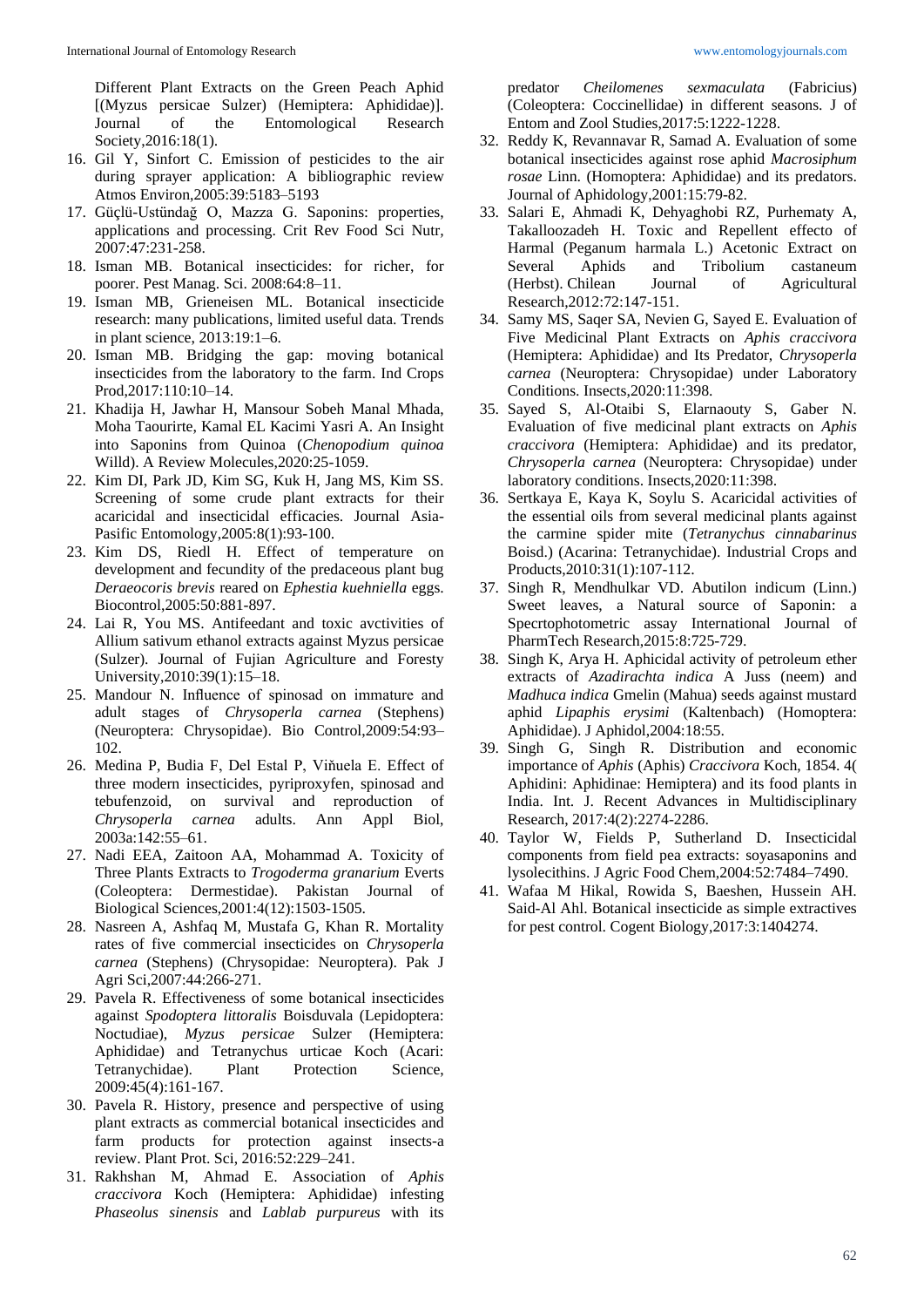Different Plant Extracts on the Green Peach Aphid [(Myzus persicae Sulzer) (Hemiptera: Aphididae)]. Journal of the Entomological Research Society,2016:18(1).

16. Gil Y, Sinfort C. Emission of pesticides to the air during sprayer application: A bibliographic review Atmos Environ,2005:39:5183–5193
17. Güçlü-Ustündağ O, Mazza G. Saponins: properties, applications and processing. Crit Rev Food Sci Nutr, 2007:47:231-258.
18. Isman MB. Botanical insecticides: for richer, for poorer. Pest Manag. Sci. 2008:64:8–11.
19. Isman MB, Grieneisen ML. Botanical insecticide research: many publications, limited useful data. Trends in plant science, 2013:19:1–6.
20. Isman MB. Bridging the gap: moving botanical insecticides from the laboratory to the farm. Ind Crops Prod,2017:110:10–14.
21. Khadija H, Jawhar H, Mansour Sobeh Manal Mhada, Moha Taourirte, Kamal EL Kacimi Yasri A. An Insight into Saponins from Quinoa (*Chenopodium quinoa* Willd). A Review Molecules,2020:25-1059.
22. Kim DI, Park JD, Kim SG, Kuk H, Jang MS, Kim SS. Screening of some crude plant extracts for their acaricidal and insecticidal efficacies. Journal Asia-Pasific Entomology,2005:8(1):93-100.
23. Kim DS, Riedl H. Effect of temperature on development and fecundity of the predaceous plant bug *Deraeocoris brevis* reared on *Ephestia kuehniella* eggs. Biocontrol,2005:50:881-897.
24. Lai R, You MS. Antifeedant and toxic avctivities of Allium sativum ethanol extracts against Myzus persicae (Sulzer). Journal of Fujian Agriculture and Foresty University,2010:39(1):15–18.
25. Mandour N. Influence of spinosad on immature and adult stages of *Chrysoperla carnea* (Stephens) (Neuroptera: Chrysopidae). Bio Control,2009:54:93–102.
26. Medina P, Budia F, Del Estal P, Viňuela E. Effect of three modern insecticides, pyriproxyfen, spinosad and tebufenzoid, on survival and reproduction of *Chrysoperla carnea* adults. Ann Appl Biol, 2003a:142:55–61.
27. Nadi EEA, Zaitoon AA, Mohammad A. Toxicity of Three Plants Extracts to *Trogoderma granarium* Everts (Coleoptera: Dermestidae). Pakistan Journal of Biological Sciences,2001:4(12):1503-1505.
28. Nasreen A, Ashfaq M, Mustafa G, Khan R. Mortality rates of five commercial insecticides on *Chrysoperla carnea* (Stephens) (Chrysopidae: Neuroptera). Pak J Agri Sci,2007:44:266-271.
29. Pavela R. Effectiveness of some botanical insecticides against *Spodoptera littoralis* Boisduvala (Lepidoptera: Noctudiae), *Myzus persicae* Sulzer (Hemiptera: Aphididae) and Tetranychus urticae Koch (Acari: Tetranychidae). Plant Protection Science, 2009:45(4):161-167.
30. Pavela R. History, presence and perspective of using plant extracts as commercial botanical insecticides and farm products for protection against insects-a review. Plant Prot. Sci, 2016:52:229–241.
31. Rakhshan M, Ahmad E. Association of *Aphis craccivora* Koch (Hemiptera: Aphididae) infesting *Phaseolus sinensis* and *Lablab purpureus* with its predator *Cheilomenes sexmaculata* (Fabricius) (Coleoptera: Coccinellidae) in different seasons. J of Entom and Zool Studies,2017:5:1222-1228.
32. Reddy K, Revannavar R, Samad A. Evaluation of some botanical insecticides against rose aphid *Macrosiphum rosae* Linn. (Homoptera: Aphididae) and its predators. Journal of Aphidology,2001:15:79-82.
33. Salari E, Ahmadi K, Dehyaghobi RZ, Purhematy A, Takalloozadeh H. Toxic and Repellent effecto of Harmal (Peganum harmala L.) Acetonic Extract on Several Aphids and Tribolium castaneum (Herbst). Chilean Journal of Agricultural Research,2012:72:147-151.
34. Samy MS, Saqer SA, Nevien G, Sayed E. Evaluation of Five Medicinal Plant Extracts on *Aphis craccivora* (Hemiptera: Aphididae) and Its Predator, *Chrysoperla carnea* (Neuroptera: Chrysopidae) under Laboratory Conditions. Insects,2020:11:398.
35. Sayed S, Al-Otaibi S, Elarnaouty S, Gaber N. Evaluation of five medicinal plant extracts on *Aphis craccivora* (Hemiptera: Aphididae) and its predator, *Chrysoperla carnea* (Neuroptera: Chrysopidae) under laboratory conditions. Insects,2020:11:398.
36. Sertkaya E, Kaya K, Soylu S. Acaricidal activities of the essential oils from several medicinal plants against the carmine spider mite (*Tetranychus cinnabarinus* Boisd.) (Acarina: Tetranychidae). Industrial Crops and Products,2010:31(1):107-112.
37. Singh R, Mendhulkar VD. Abutilon indicum (Linn.) Sweet leaves, a Natural source of Saponin: a Specrtophotometric assay International Journal of PharmTech Research,2015:8:725-729.
38. Singh K, Arya H. Aphicidal activity of petroleum ether extracts of *Azadirachta indica* A Juss (neem) and *Madhuca indica* Gmelin (Mahua) seeds against mustard aphid *Lipaphis erysimi* (Kaltenbach) (Homoptera: Aphididae). J Aphidol,2004:18:55.
39. Singh G, Singh R. Distribution and economic importance of *Aphis* (Aphis) *Craccivora* Koch, 1854. 4( Aphidini: Aphidinae: Hemiptera) and its food plants in India. Int. J. Recent Advances in Multidisciplinary Research, 2017:4(2):2274-2286.
40. Taylor W, Fields P, Sutherland D. Insecticidal components from field pea extracts: soyasaponins and lysolecithins. J Agric Food Chem,2004:52:7484–7490.
41. Wafaa M Hikal, Rowida S, Baeshen, Hussein AH. Said-Al Ahl. Botanical insecticide as simple extractives for pest control. Cogent Biology,2017:3:1404274.